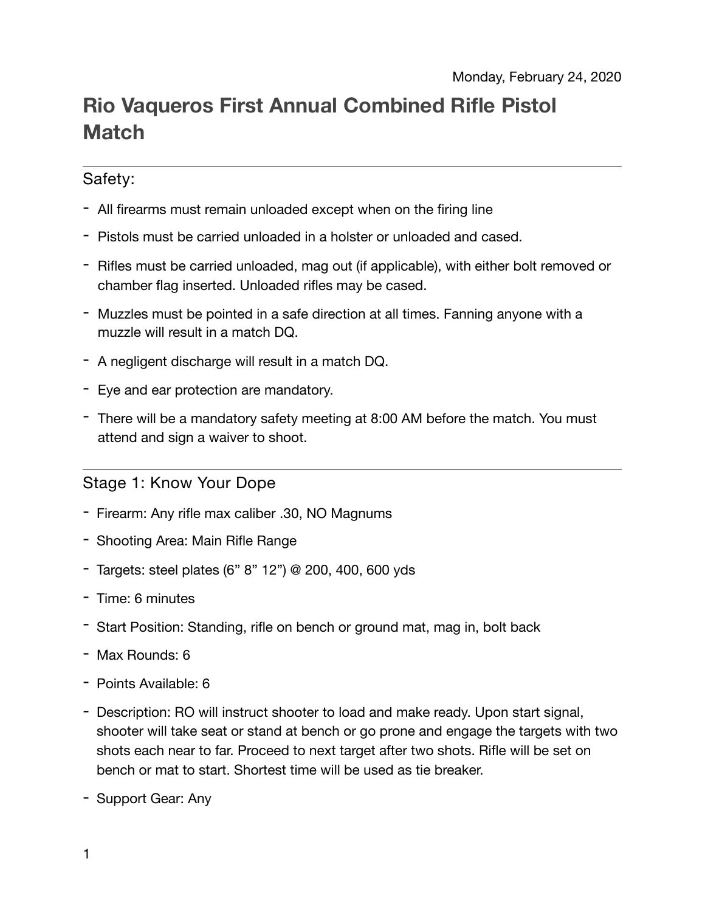Monday, February 24, 2020

# Rio Vaqueros First Annual Combined Rifle Pistol Match

## Safety:

- All firearms must remain unloaded except when on the firing line
- Pistols must be carried unloaded in a holster or unloaded and cased.
- Rifles must be carried unloaded, mag out (if applicable), with either bolt removed or chamber flag inserted. Unloaded rifles may be cased.
- Muzzles must be pointed in a safe direction at all times. Fanning anyone with a muzzle will result in a match DQ.
- A negligent discharge will result in a match DQ.
- Eye and ear protection are mandatory.
- There will be a mandatory safety meeting at 8:00 AM before the match. You must attend and sign a waiver to shoot.

## Stage 1: Know Your Dope

- Firearm: Any rifle max caliber .30, NO Magnums
- Shooting Area: Main Rifle Range
- Targets: steel plates (6” 8” 12”) @ 200, 400, 600 yds
- Time: 6 minutes
- Start Position: Standing, rifle on bench or ground mat, mag in, bolt back
- Max Rounds: 6
- Points Available: 6
- Description: RO will instruct shooter to load and make ready. Upon start signal, shooter will take seat or stand at bench or go prone and engage the targets with two shots each near to far. Proceed to next target after two shots. Rifle will be set on bench or mat to start. Shortest time will be used as tie breaker.
- Support Gear: Any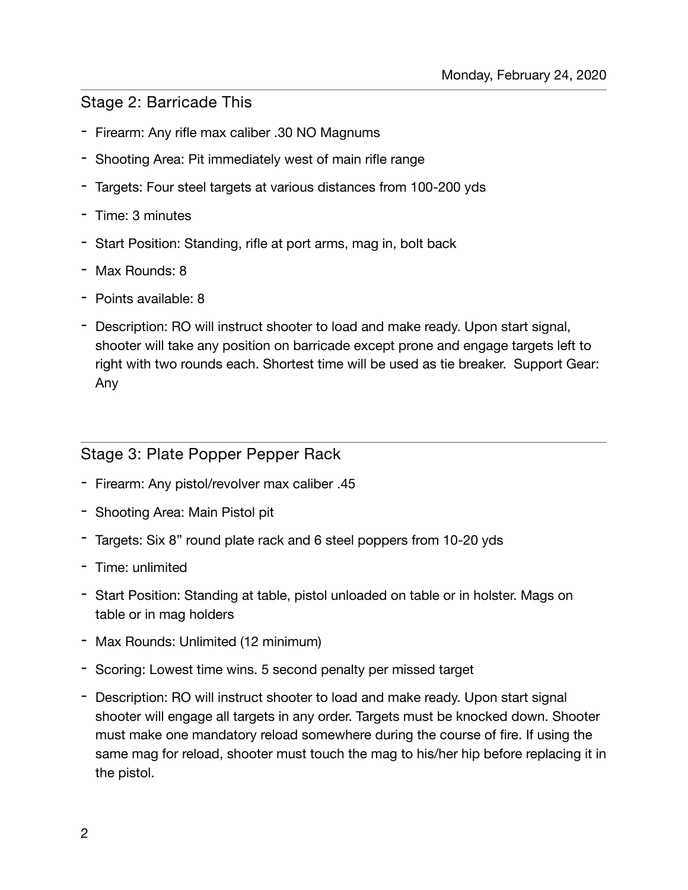## Stage 2: Barricade This

- Firearm: Any rifle max caliber .30 NO Magnums
- Shooting Area: Pit immediately west of main rifle range
- Targets: Four steel targets at various distances from 100-200 yds
- Time: 3 minutes
- Start Position: Standing, rifle at port arms, mag in, bolt back
- Max Rounds: 8
- Points available: 8
- Description: RO will instruct shooter to load and make ready. Upon start signal, shooter will take any position on barricade except prone and engage targets left to right with two rounds each. Shortest time will be used as tie breaker. Support Gear: Any

## Stage 3: Plate Popper Pepper Rack

- Firearm: Any pistol/revolver max caliber .45
- Shooting Area: Main Pistol pit
- Targets: Six 8" round plate rack and 6 steel poppers from 10-20 yds
- Time: unlimited
- Start Position: Standing at table, pistol unloaded on table or in holster. Mags on table or in mag holders
- Max Rounds: Unlimited (12 minimum)
- Scoring: Lowest time wins. 5 second penalty per missed target
- Description: RO will instruct shooter to load and make ready. Upon start signal shooter will engage all targets in any order. Targets must be knocked down. Shooter must make one mandatory reload somewhere during the course of fire. If using the same mag for reload, shooter must touch the mag to his/her hip before replacing it in the pistol.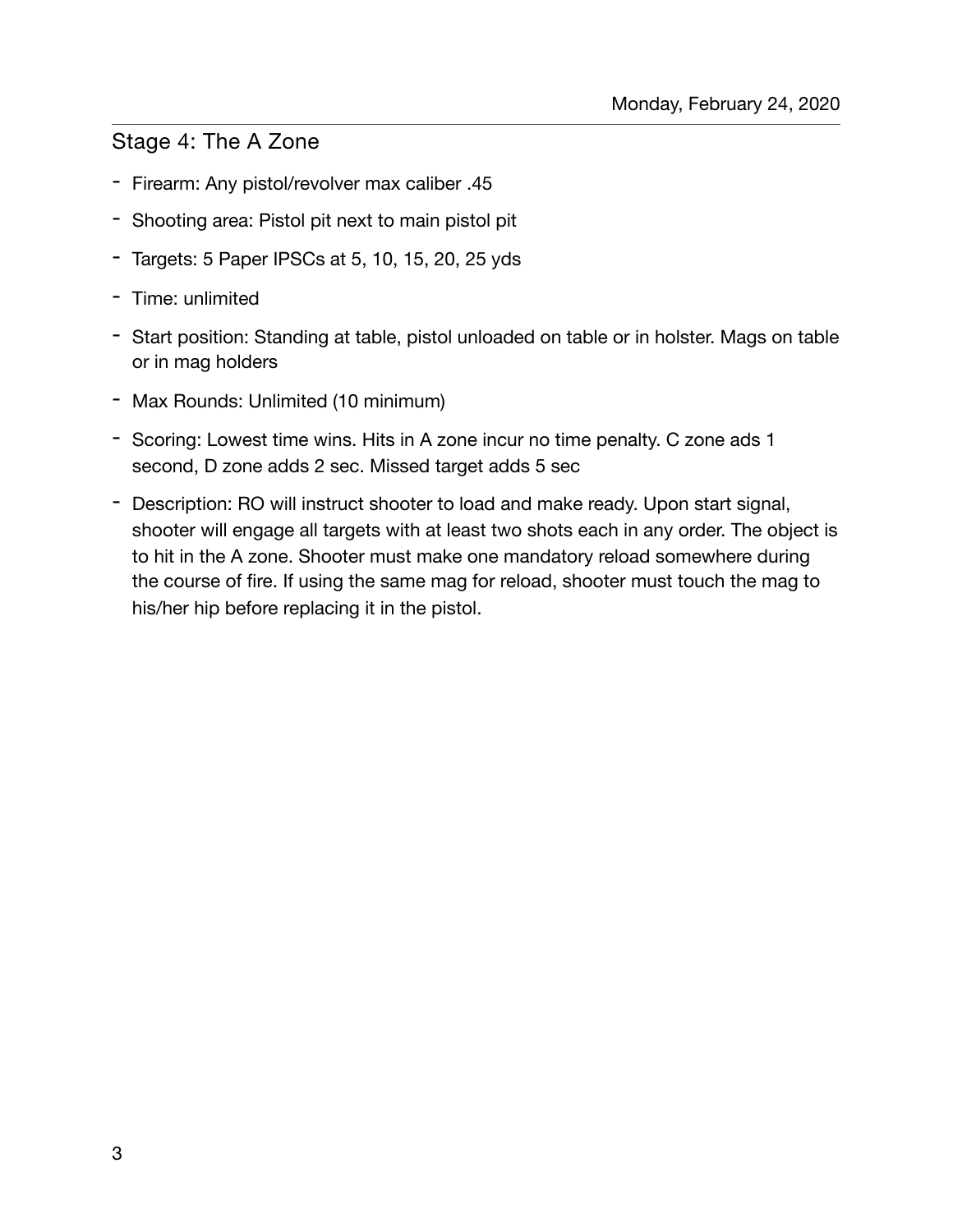## Stage 4: The A Zone

- Firearm: Any pistol/revolver max caliber .45
- Shooting area: Pistol pit next to main pistol pit
- Targets: 5 Paper IPSCs at 5, 10, 15, 20, 25 yds
- Time: unlimited
- Start position: Standing at table, pistol unloaded on table or in holster. Mags on table or in mag holders
- Max Rounds: Unlimited (10 minimum)
- Scoring: Lowest time wins. Hits in A zone incur no time penalty. C zone ads 1 second, D zone adds 2 sec. Missed target adds 5 sec
- Description: RO will instruct shooter to load and make ready. Upon start signal, shooter will engage all targets with at least two shots each in any order. The object is to hit in the A zone. Shooter must make one mandatory reload somewhere during the course of fire. If using the same mag for reload, shooter must touch the mag to his/her hip before replacing it in the pistol.